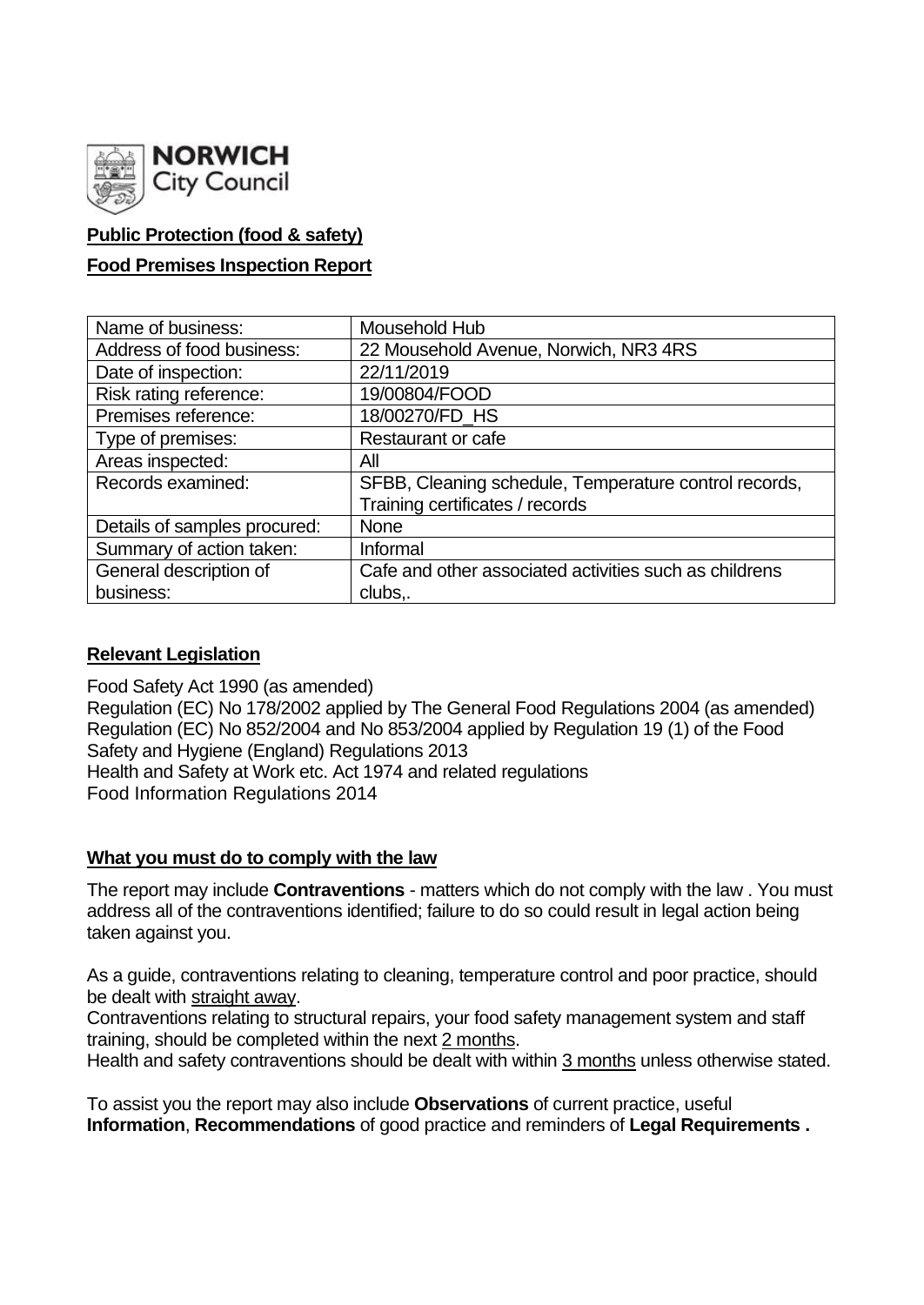**NORWICH**
City Council

**Public Protection (food & safety)**

**Food Premises Inspection Report**

| Name of business: | Mousehold Hub |
|---|---|
| Address of food business: | 22 Mousehold Avenue, Norwich, NR3 4RS |
| Date of inspection: | 22/11/2019 |
| Risk rating reference: | 19/00804/FOOD |
| Premises reference: | 18/00270/FD_HS |
| Type of premises: | Restaurant or cafe |
| Areas inspected: | All |
| Records examined: | SFBB, Cleaning schedule, Temperature control records, Training certificates / records |
| Details of samples procured: | None |
| Summary of action taken: | Informal |
| General description of business: | Cafe and other associated activities such as childrens clubs,. |

**Relevant Legislation**

Food Safety Act 1990 (as amended)
Regulation (EC) No 178/2002 applied by The General Food Regulations 2004 (as amended)
Regulation (EC) No 852/2004 and No 853/2004 applied by Regulation 19 (1) of the Food Safety and Hygiene (England) Regulations 2013
Health and Safety at Work etc. Act 1974 and related regulations
Food Information Regulations 2014

**What you must do to comply with the law**

The report may include **Contraventions** - matters which do not comply with the law . You must address all of the contraventions identified; failure to do so could result in legal action being taken against you.

As a guide, contraventions relating to cleaning, temperature control and poor practice, should be dealt with straight away.
Contraventions relating to structural repairs, your food safety management system and staff training, should be completed within the next 2 months.
Health and safety contraventions should be dealt with within 3 months unless otherwise stated.

To assist you the report may also include **Observations** of current practice, useful **Information**, **Recommendations** of good practice and reminders of **Legal Requirements .**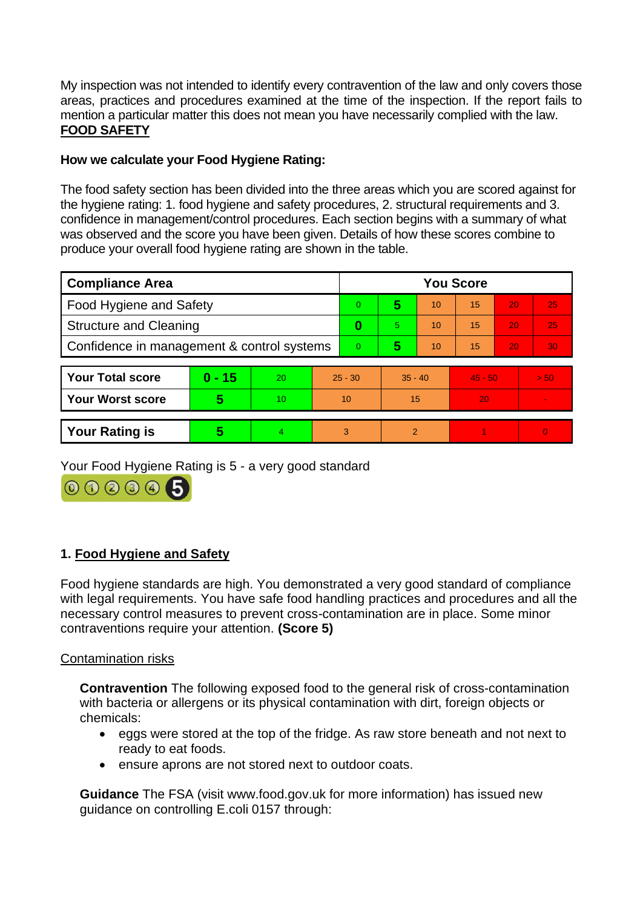My inspection was not intended to identify every contravention of the law and only covers those areas, practices and procedures examined at the time of the inspection. If the report fails to mention a particular matter this does not mean you have necessarily complied with the law.

**FOOD SAFETY**

**How we calculate your Food Hygiene Rating:**

The food safety section has been divided into the three areas which you are scored against for the hygiene rating: 1. food hygiene and safety procedures, 2. structural requirements and 3. confidence in management/control procedures. Each section begins with a summary of what was observed and the score you have been given. Details of how these scores combine to produce your overall food hygiene rating are shown in the table.

| Compliance Area | You Score | | | | | |
|---|---|---|---|---|---|---|
| Food Hygiene and Safety | 0 | **5** | 10 | 15 | 20 | 25 |
| Structure and Cleaning | **0** | 5 | 10 | 15 | 20 | 25 |
| Confidence in management & control systems | 0 | **5** | 10 | 15 | 20 | 30 |

| | | | | | | |
|---|---|---|---|---|---|---|
| **Your Total score** | **0 - 15** | 20 | 25 - 30 | 35 - 40 | 45 - 50 | > 50 |
| **Your Worst score** | **5** | 10 | 10 | 15 | 20 | - |

| | | | | | | |
|---|---|---|---|---|---|---|
| **Your Rating is** | **5** | 4 | 3 | 2 | 1 | 0 |

Your Food Hygiene Rating is 5 - a very good standard

## 1. Food Hygiene and Safety

Food hygiene standards are high. You demonstrated a very good standard of compliance with legal requirements. You have safe food handling practices and procedures and all the necessary control measures to prevent cross-contamination are in place. Some minor contraventions require your attention. **(Score 5)**

Contamination risks

**Contravention** The following exposed food to the general risk of cross-contamination with bacteria or allergens or its physical contamination with dirt, foreign objects or chemicals:

- eggs were stored at the top of the fridge. As raw store beneath and not next to ready to eat foods.
- ensure aprons are not stored next to outdoor coats.

**Guidance** The FSA (visit www.food.gov.uk for more information) has issued new guidance on controlling E.coli 0157 through: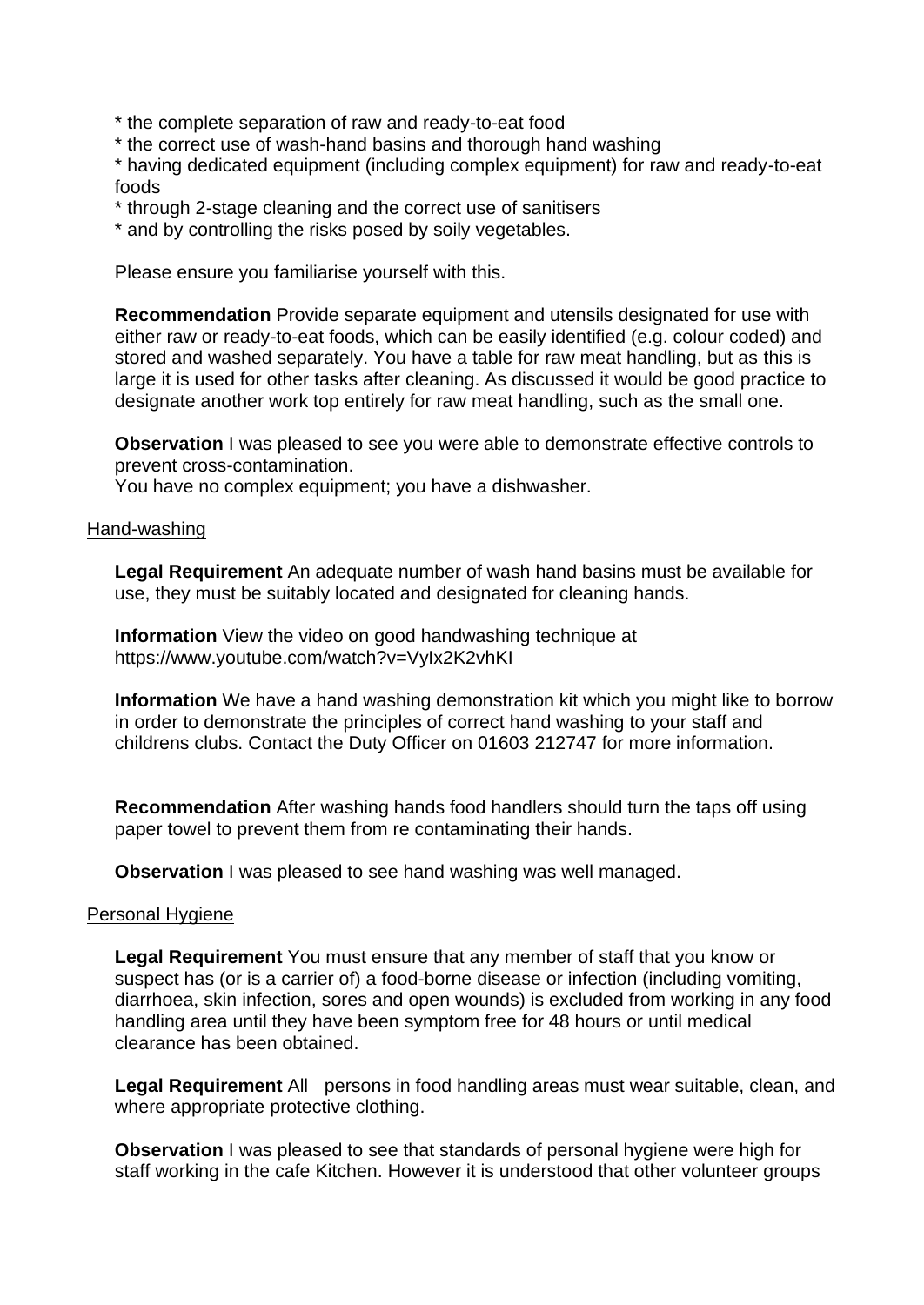* the complete separation of raw and ready-to-eat food
* the correct use of wash-hand basins and thorough hand washing
* having dedicated equipment (including complex equipment) for raw and ready-to-eat foods
* through 2-stage cleaning and the correct use of sanitisers
* and by controlling the risks posed by soily vegetables.

Please ensure you familiarise yourself with this.

**Recommendation** Provide separate equipment and utensils designated for use with either raw or ready-to-eat foods, which can be easily identified (e.g. colour coded) and stored and washed separately. You have a table for raw meat handling, but as this is large it is used for other tasks after cleaning. As discussed it would be good practice to designate another work top entirely for raw meat handling, such as the small one.

**Observation** I was pleased to see you were able to demonstrate effective controls to prevent cross-contamination.
You have no complex equipment; you have a dishwasher.

Hand-washing

**Legal Requirement** An adequate number of wash hand basins must be available for use, they must be suitably located and designated for cleaning hands.

**Information** View the video on good handwashing technique at https://www.youtube.com/watch?v=VyIx2K2vhKI

**Information** We have a hand washing demonstration kit which you might like to borrow in order to demonstrate the principles of correct hand washing to your staff and childrens clubs. Contact the Duty Officer on 01603 212747 for more information.

**Recommendation** After washing hands food handlers should turn the taps off using paper towel to prevent them from re contaminating their hands.

**Observation** I was pleased to see hand washing was well managed.

Personal Hygiene

**Legal Requirement** You must ensure that any member of staff that you know or suspect has (or is a carrier of) a food-borne disease or infection (including vomiting, diarrhoea, skin infection, sores and open wounds) is excluded from working in any food handling area until they have been symptom free for 48 hours or until medical clearance has been obtained.

**Legal Requirement** All persons in food handling areas must wear suitable, clean, and where appropriate protective clothing.

**Observation** I was pleased to see that standards of personal hygiene were high for staff working in the cafe Kitchen. However it is understood that other volunteer groups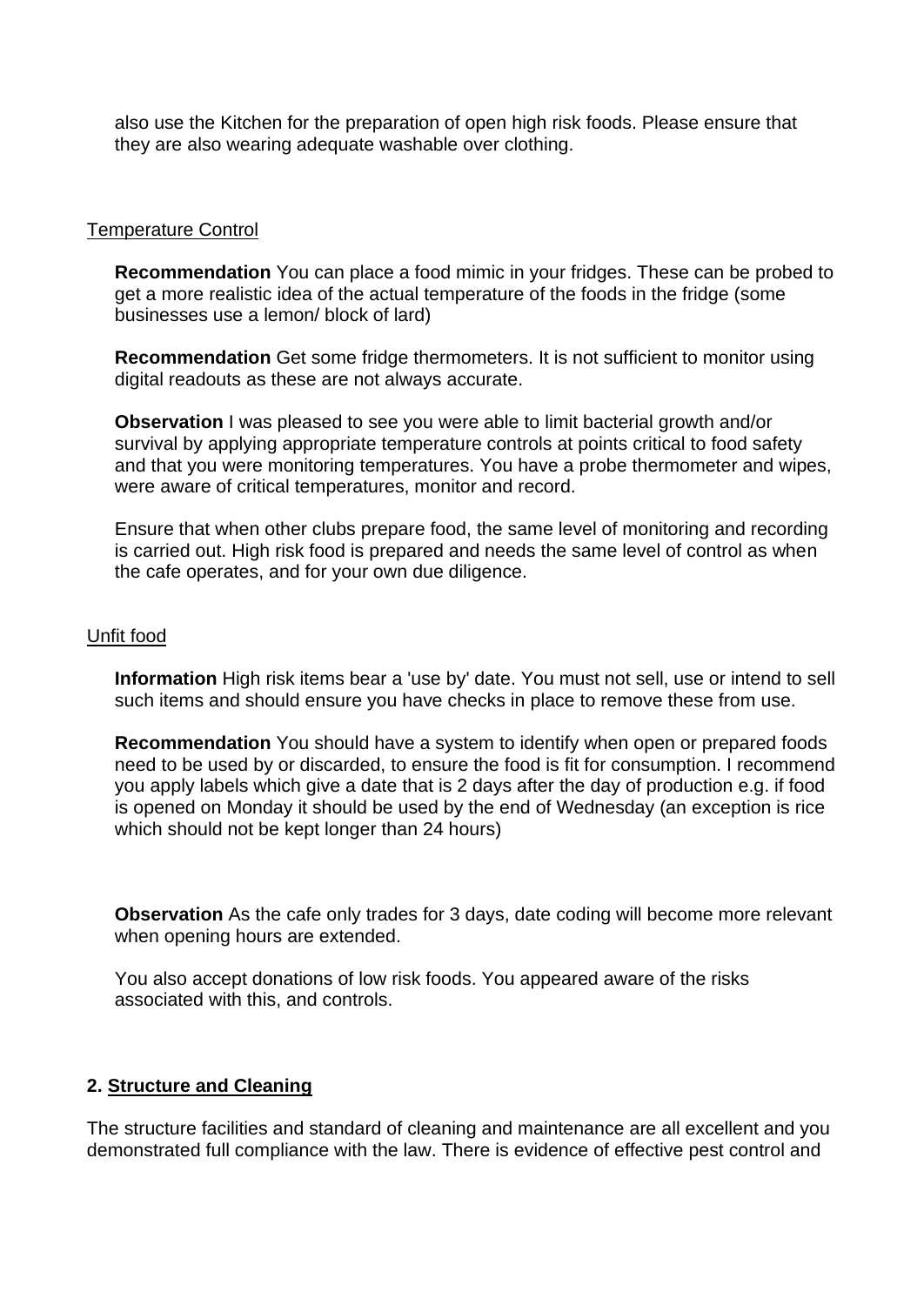also use the Kitchen for the preparation of open high risk foods. Please ensure that they are also wearing adequate washable over clothing.

Temperature Control

**Recommendation** You can place a food mimic in your fridges. These can be probed to get a more realistic idea of the actual temperature of the foods in the fridge (some businesses use a lemon/ block of lard)

**Recommendation** Get some fridge thermometers. It is not sufficient to monitor using digital readouts as these are not always accurate.

**Observation** I was pleased to see you were able to limit bacterial growth and/or survival by applying appropriate temperature controls at points critical to food safety and that you were monitoring temperatures. You have a probe thermometer and wipes, were aware of critical temperatures, monitor and record.

Ensure that when other clubs prepare food, the same level of monitoring and recording is carried out. High risk food is prepared and needs the same level of control as when the cafe operates, and for your own due diligence.

Unfit food

**Information** High risk items bear a 'use by' date. You must not sell, use or intend to sell such items and should ensure you have checks in place to remove these from use.

**Recommendation** You should have a system to identify when open or prepared foods need to be used by or discarded, to ensure the food is fit for consumption. I recommend you apply labels which give a date that is 2 days after the day of production e.g. if food is opened on Monday it should be used by the end of Wednesday (an exception is rice which should not be kept longer than 24 hours)

**Observation** As the cafe only trades for 3 days, date coding will become more relevant when opening hours are extended.

You also accept donations of low risk foods. You appeared aware of the risks associated with this, and controls.

## 2. Structure and Cleaning

The structure facilities and standard of cleaning and maintenance are all excellent and you demonstrated full compliance with the law. There is evidence of effective pest control and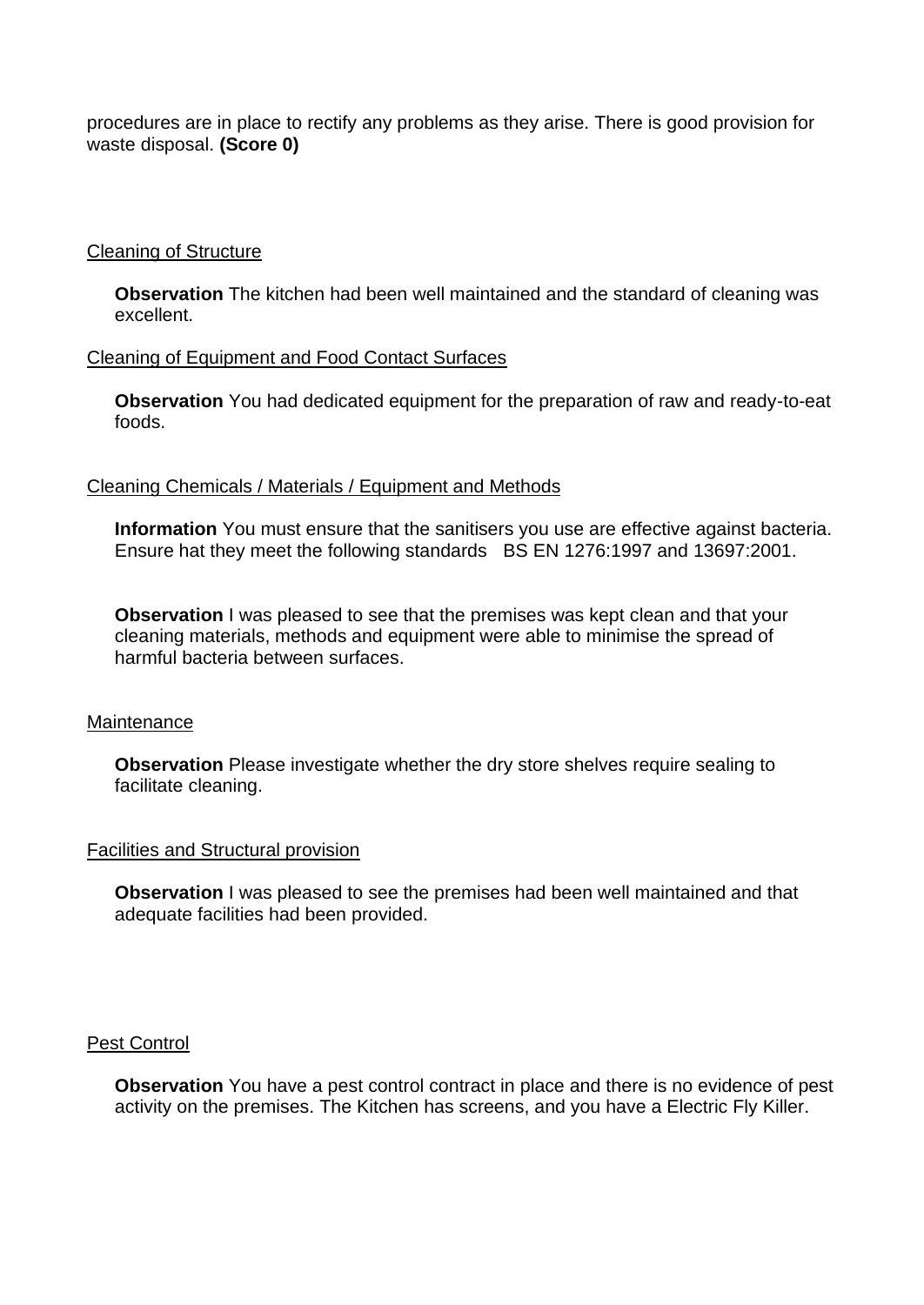procedures are in place to rectify any problems as they arise. There is good provision for waste disposal. **(Score 0)**

Cleaning of Structure

**Observation** The kitchen had been well maintained and the standard of cleaning was excellent.

Cleaning of Equipment and Food Contact Surfaces

**Observation** You had dedicated equipment for the preparation of raw and ready-to-eat foods.

Cleaning Chemicals / Materials / Equipment and Methods

**Information** You must ensure that the sanitisers you use are effective against bacteria. Ensure hat they meet the following standards BS EN 1276:1997 and 13697:2001.

**Observation** I was pleased to see that the premises was kept clean and that your cleaning materials, methods and equipment were able to minimise the spread of harmful bacteria between surfaces.

Maintenance

**Observation** Please investigate whether the dry store shelves require sealing to facilitate cleaning.

Facilities and Structural provision

**Observation** I was pleased to see the premises had been well maintained and that adequate facilities had been provided.

Pest Control

**Observation** You have a pest control contract in place and there is no evidence of pest activity on the premises. The Kitchen has screens, and you have a Electric Fly Killer.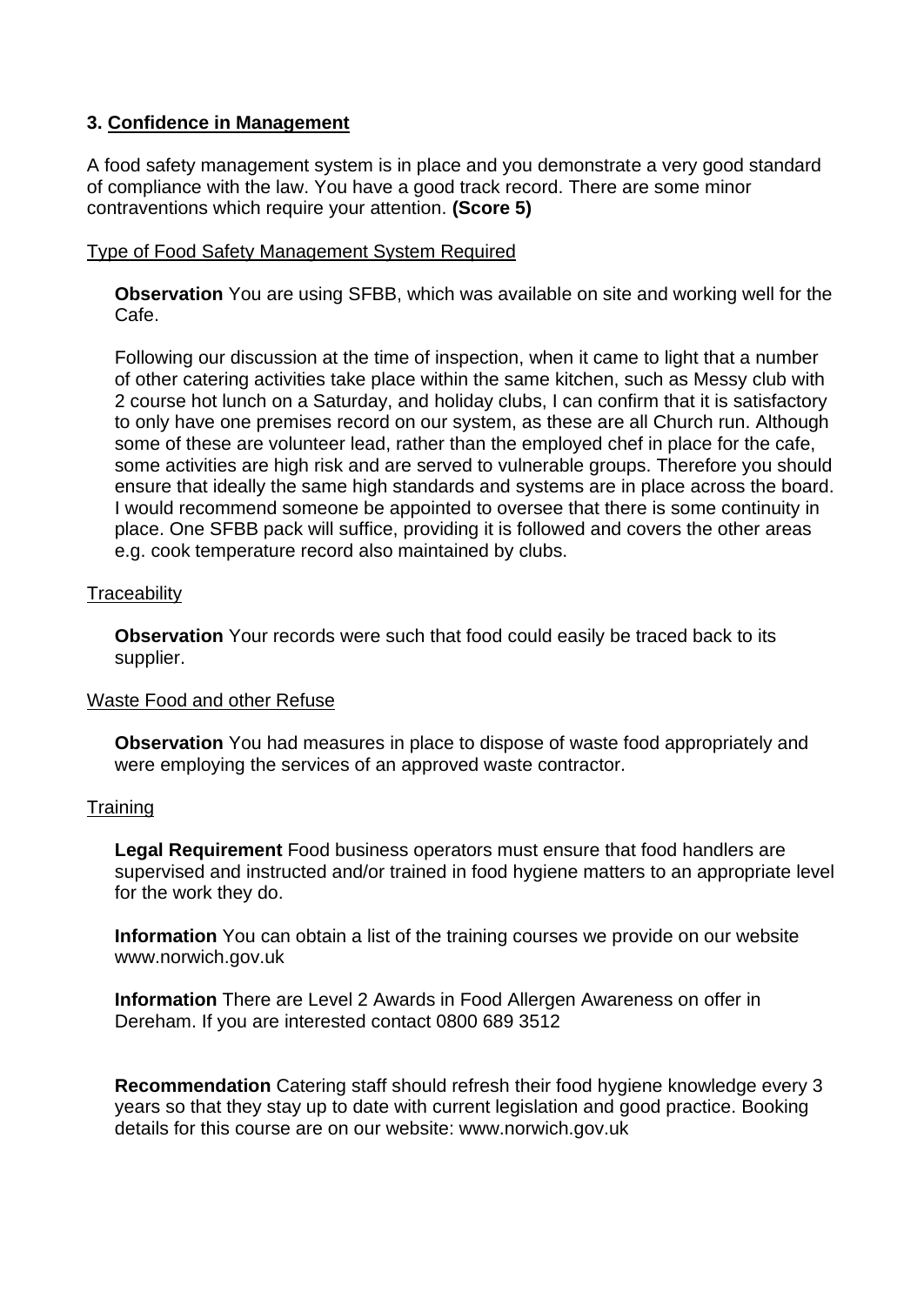### 3. Confidence in Management

A food safety management system is in place and you demonstrate a very good standard of compliance with the law. You have a good track record. There are some minor contraventions which require your attention. **(Score 5)**

Type of Food Safety Management System Required

**Observation** You are using SFBB, which was available on site and working well for the Cafe.

Following our discussion at the time of inspection, when it came to light that a number of other catering activities take place within the same kitchen, such as Messy club with 2 course hot lunch on a Saturday, and holiday clubs, I can confirm that it is satisfactory to only have one premises record on our system, as these are all Church run. Although some of these are volunteer lead, rather than the employed chef in place for the cafe, some activities are high risk and are served to vulnerable groups. Therefore you should ensure that ideally the same high standards and systems are in place across the board. I would recommend someone be appointed to oversee that there is some continuity in place. One SFBB pack will suffice, providing it is followed and covers the other areas e.g. cook temperature record also maintained by clubs.

Traceability

**Observation** Your records were such that food could easily be traced back to its supplier.

Waste Food and other Refuse

**Observation** You had measures in place to dispose of waste food appropriately and were employing the services of an approved waste contractor.

Training

**Legal Requirement** Food business operators must ensure that food handlers are supervised and instructed and/or trained in food hygiene matters to an appropriate level for the work they do.

**Information** You can obtain a list of the training courses we provide on our website www.norwich.gov.uk

**Information** There are Level 2 Awards in Food Allergen Awareness on offer in Dereham. If you are interested contact 0800 689 3512

**Recommendation** Catering staff should refresh their food hygiene knowledge every 3 years so that they stay up to date with current legislation and good practice. Booking details for this course are on our website: www.norwich.gov.uk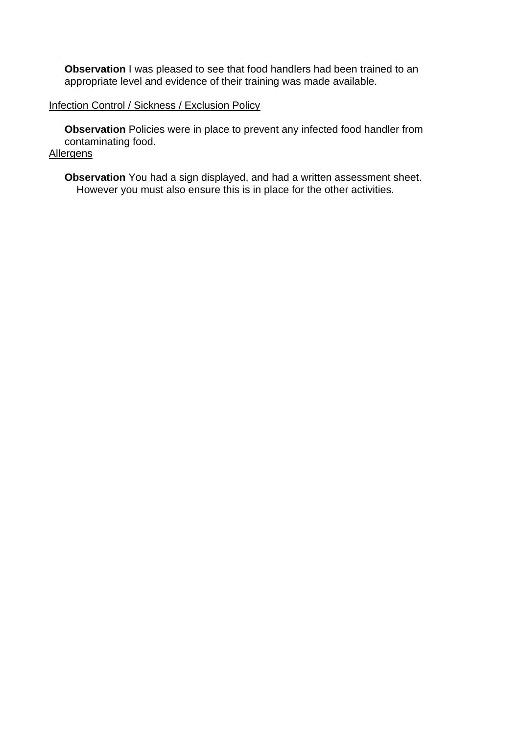**Observation** I was pleased to see that food handlers had been trained to an appropriate level and evidence of their training was made available.

Infection Control / Sickness / Exclusion Policy

**Observation** Policies were in place to prevent any infected food handler from contaminating food.

Allergens

**Observation** You had a sign displayed, and had a written assessment sheet. However you must also ensure this is in place for the other activities.